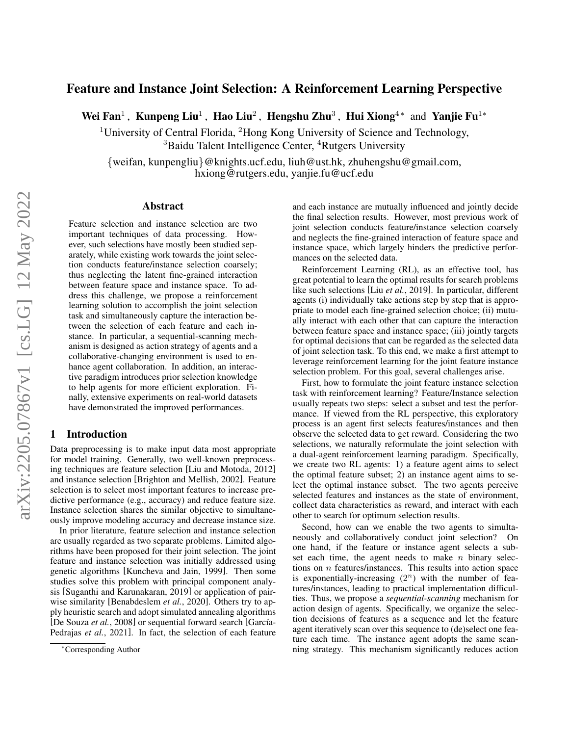# Feature and Instance Joint Selection: A Reinforcement Learning Perspective

**Wei Fan**[1], **Kunpeng Liu**[1], **Hao Liu**[2], **Hengshu Zhu**[3], **Hui Xiong**[4*] and **Yanjie Fu**[1*]

[1]University of Central Florida, [2]Hong Kong University of Science and Technology,
[3]Baidu Talent Intelligence Center, [4]Rutgers University

{weifan, kunpengliu}@knights.ucf.edu, liuh@ust.hk, zhuhengshu@gmail.com,
hxiong@rutgers.edu, yanjie.fu@ucf.edu

## Abstract

Feature selection and instance selection are two important techniques of data processing. However, such selections have mostly been studied separately, while existing work towards the joint selection conducts feature/instance selection coarsely; thus neglecting the latent fine-grained interaction between feature space and instance space. To address this challenge, we propose a reinforcement learning solution to accomplish the joint selection task and simultaneously capture the interaction between the selection of each feature and each instance. In particular, a sequential-scanning mechanism is designed as action strategy of agents and a collaborative-changing environment is used to enhance agent collaboration. In addition, an interactive paradigm introduces prior selection knowledge to help agents for more efficient exploration. Finally, extensive experiments on real-world datasets have demonstrated the improved performances.

## 1 Introduction

Data preprocessing is to make input data most appropriate for model training. Generally, two well-known preprocessing techniques are feature selection [Liu and Motoda, 2012] and instance selection [Brighton and Mellish, 2002]. Feature selection is to select most important features to increase predictive performance (e.g., accuracy) and reduce feature size. Instance selection shares the similar objective to simultaneously improve modeling accuracy and decrease instance size.

In prior literature, feature selection and instance selection are usually regarded as two separate problems. Limited algorithms have been proposed for their joint selection. The joint feature and instance selection was initially addressed using genetic algorithms [Kuncheva and Jain, 1999]. Then some studies solve this problem with principal component analysis [Suganthi and Karunakaran, 2019] or application of pairwise similarity [Benabdeslem *et al.*, 2020]. Others try to apply heuristic search and adopt simulated annealing algorithms [De Souza *et al.*, 2008] or sequential forward search [García-Pedrajas *et al.*, 2021]. In fact, the selection of each feature and each instance are mutually influenced and jointly decide the final selection results. However, most previous work of joint selection conducts feature/instance selection coarsely and neglects the fine-grained interaction of feature space and instance space, which largely hinders the predictive performances on the selected data.

Reinforcement Learning (RL), as an effective tool, has great potential to learn the optimal results for search problems like such selections [Liu *et al.*, 2019]. In particular, different agents (i) individually take actions step by step that is appropriate to model each fine-grained selection choice; (ii) mutually interact with each other that can capture the interaction between feature space and instance space; (iii) jointly targets for optimal decisions that can be regarded as the selected data of joint selection task. To this end, we make a first attempt to leverage reinforcement learning for the joint feature instance selection problem. For this goal, several challenges arise.

First, how to formulate the joint feature instance selection task with reinforcement learning? Feature/Instance selection usually repeats two steps: select a subset and test the performance. If viewed from the RL perspective, this exploratory process is an agent first selects features/instances and then observe the selected data to get reward. Considering the two selections, we naturally reformulate the joint selection with a dual-agent reinforcement learning paradigm. Specifically, we create two RL agents: 1) a feature agent aims to select the optimal feature subset; 2) an instance agent aims to select the optimal instance subset. The two agents perceive selected features and instances as the state of environment, collect data characteristics as reward, and interact with each other to search for optimum selection results.

Second, how can we enable the two agents to simultaneously and collaboratively conduct joint selection? On one hand, if the feature or instance agent selects a subset each time, the agent needs to make $n$ binary selections on $n$ features/instances. This results into action space is exponentially-increasing ($2^n$) with the number of features/instances, leading to practical implementation difficulties. Thus, we propose a *sequential-scanning* mechanism for action design of agents. Specifically, we organize the selection decisions of features as a sequence and let the feature agent iteratively scan over this sequence to (de)select one feature each time. The instance agent adopts the same scanning strategy. This mechanism significantly reduces action

*Corresponding Author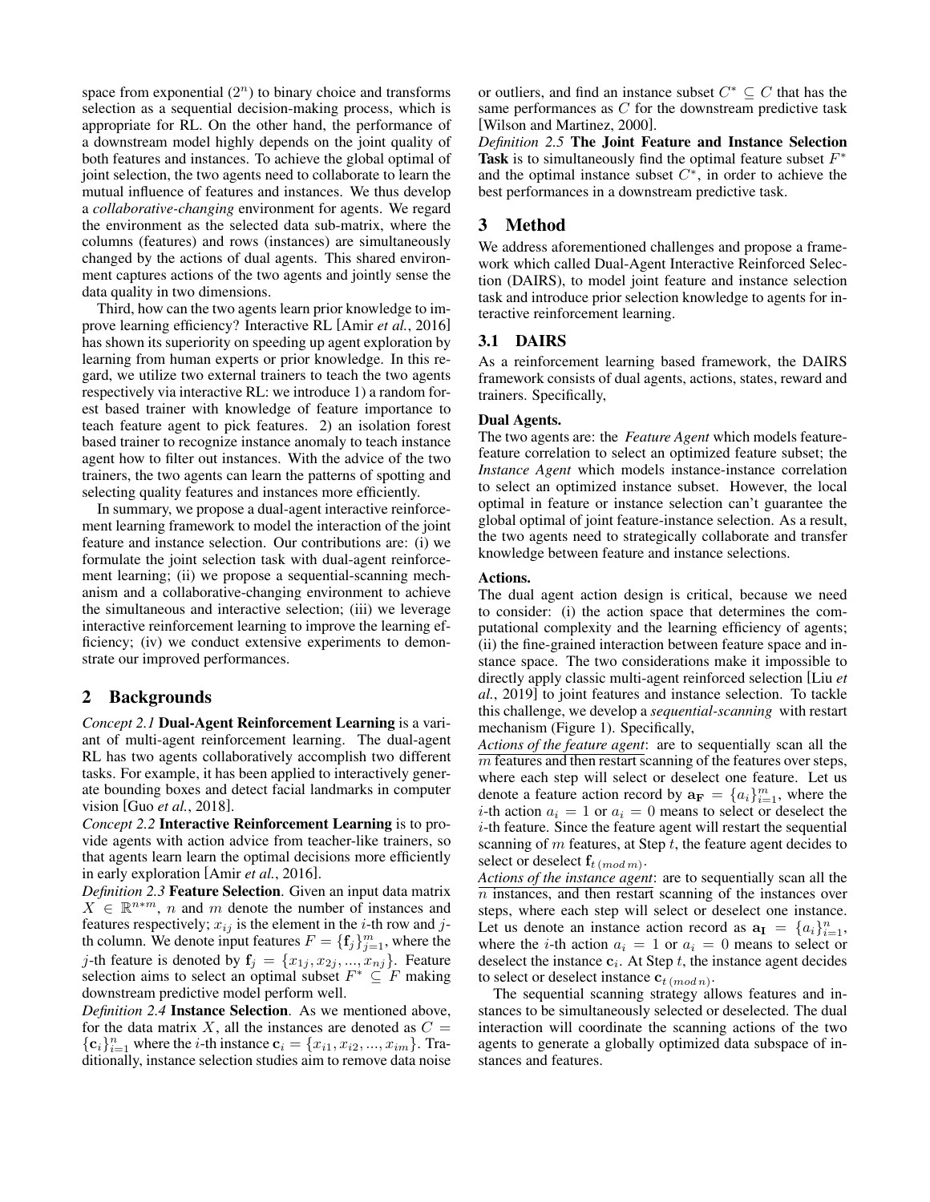space from exponential ($2^n$) to binary choice and transforms selection as a sequential decision-making process, which is appropriate for RL. On the other hand, the performance of a downstream model highly depends on the joint quality of both features and instances. To achieve the global optimal of joint selection, the two agents need to collaborate to learn the mutual influence of features and instances. We thus develop a *collaborative-changing* environment for agents. We regard the environment as the selected data sub-matrix, where the columns (features) and rows (instances) are simultaneously changed by the actions of dual agents. This shared environment captures actions of the two agents and jointly sense the data quality in two dimensions.

Third, how can the two agents learn prior knowledge to improve learning efficiency? Interactive RL [Amir *et al.*, 2016] has shown its superiority on speeding up agent exploration by learning from human experts or prior knowledge. In this regard, we utilize two external trainers to teach the two agents respectively via interactive RL: we introduce 1) a random forest based trainer with knowledge of feature importance to teach feature agent to pick features. 2) an isolation forest based trainer to recognize instance anomaly to teach instance agent how to filter out instances. With the advice of the two trainers, the two agents can learn the patterns of spotting and selecting quality features and instances more efficiently.

In summary, we propose a dual-agent interactive reinforcement learning framework to model the interaction of the joint feature and instance selection. Our contributions are: (i) we formulate the joint selection task with dual-agent reinforcement learning; (ii) we propose a sequential-scanning mechanism and a collaborative-changing environment to achieve the simultaneous and interactive selection; (iii) we leverage interactive reinforcement learning to improve the learning efficiency; (iv) we conduct extensive experiments to demonstrate our improved performances.

## 2 Backgrounds

*Concept 2.1* **Dual-Agent Reinforcement Learning** is a variant of multi-agent reinforcement learning. The dual-agent RL has two agents collaboratively accomplish two different tasks. For example, it has been applied to interactively generate bounding boxes and detect facial landmarks in computer vision [Guo *et al.*, 2018].

*Concept 2.2* **Interactive Reinforcement Learning** is to provide agents with action advice from teacher-like trainers, so that agents learn learn the optimal decisions more efficiently in early exploration [Amir *et al.*, 2016].

*Definition 2.3* **Feature Selection**. Given an input data matrix $X \in \mathbb{R}^{n*m}$, $n$ and $m$ denote the number of instances and features respectively; $x_{ij}$ is the element in the $i$-th row and $j$-th column. We denote input features $F = \{\mathbf{f}_j\}_{j=1}^{m}$, where the $j$-th feature is denoted by $\mathbf{f}_j = \{x_{1j}, x_{2j}, ..., x_{nj}\}$. Feature selection aims to select an optimal subset $F^* \subseteq F$ making downstream predictive model perform well.

*Definition 2.4* **Instance Selection**. As we mentioned above, for the data matrix $X$, all the instances are denoted as $C = \{\mathbf{c}_i\}_{i=1}^{n}$ where the $i$-th instance $\mathbf{c}_i = \{x_{i1}, x_{i2}, ..., x_{im}\}$. Traditionally, instance selection studies aim to remove data noise or outliers, and find an instance subset $C^* \subseteq C$ that has the same performances as $C$ for the downstream predictive task [Wilson and Martinez, 2000].

*Definition 2.5* **The Joint Feature and Instance Selection Task** is to simultaneously find the optimal feature subset $F^*$ and the optimal instance subset $C^*$, in order to achieve the best performances in a downstream predictive task.

## 3 Method

We address aforementioned challenges and propose a framework which called Dual-Agent Interactive Reinforced Selection (DAIRS), to model joint feature and instance selection task and introduce prior selection knowledge to agents for interactive reinforcement learning.

### 3.1 DAIRS

As a reinforcement learning based framework, the DAIRS framework consists of dual agents, actions, states, reward and trainers. Specifically,

**Dual Agents.**

The two agents are: the *Feature Agent* which models feature-feature correlation to select an optimized feature subset; the *Instance Agent* which models instance-instance correlation to select an optimized instance subset. However, the local optimal in feature or instance selection can't guarantee the global optimal of joint feature-instance selection. As a result, the two agents need to strategically collaborate and transfer knowledge between feature and instance selections.

**Actions.**

The dual agent action design is critical, because we need to consider: (i) the action space that determines the computational complexity and the learning efficiency of agents; (ii) the fine-grained interaction between feature space and instance space. The two considerations make it impossible to directly apply classic multi-agent reinforced selection [Liu *et al.*, 2019] to joint features and instance selection. To tackle this challenge, we develop a *sequential-scanning* with restart mechanism (Figure 1). Specifically,

*Actions of the feature agent*: are to sequentially scan all the $m$ features and then restart scanning of the features over steps, where each step will select or deselect one feature. Let us denote a feature action record by $\mathbf{a_F} = \{a_i\}_{i=1}^{m}$, where the $i$-th action $a_i = 1$ or $a_i = 0$ means to select or deselect the $i$-th feature. Since the feature agent will restart the sequential scanning of $m$ features, at Step $t$, the feature agent decides to select or deselect $\mathbf{f}_{t\,(mod\,m)}$.

*Actions of the instance agent*: are to sequentially scan all the $n$ instances, and then restart scanning of the instances over steps, where each step will select or deselect one instance. Let us denote an instance action record as $\mathbf{a_I} = \{a_i\}_{i=1}^{n}$, where the $i$-th action $a_i = 1$ or $a_i = 0$ means to select or deselect the instance $\mathbf{c}_i$. At Step $t$, the instance agent decides to select or deselect instance $\mathbf{c}_{t\,(mod\,n)}$.

The sequential scanning strategy allows features and instances to be simultaneously selected or deselected. The dual interaction will coordinate the scanning actions of the two agents to generate a globally optimized data subspace of instances and features.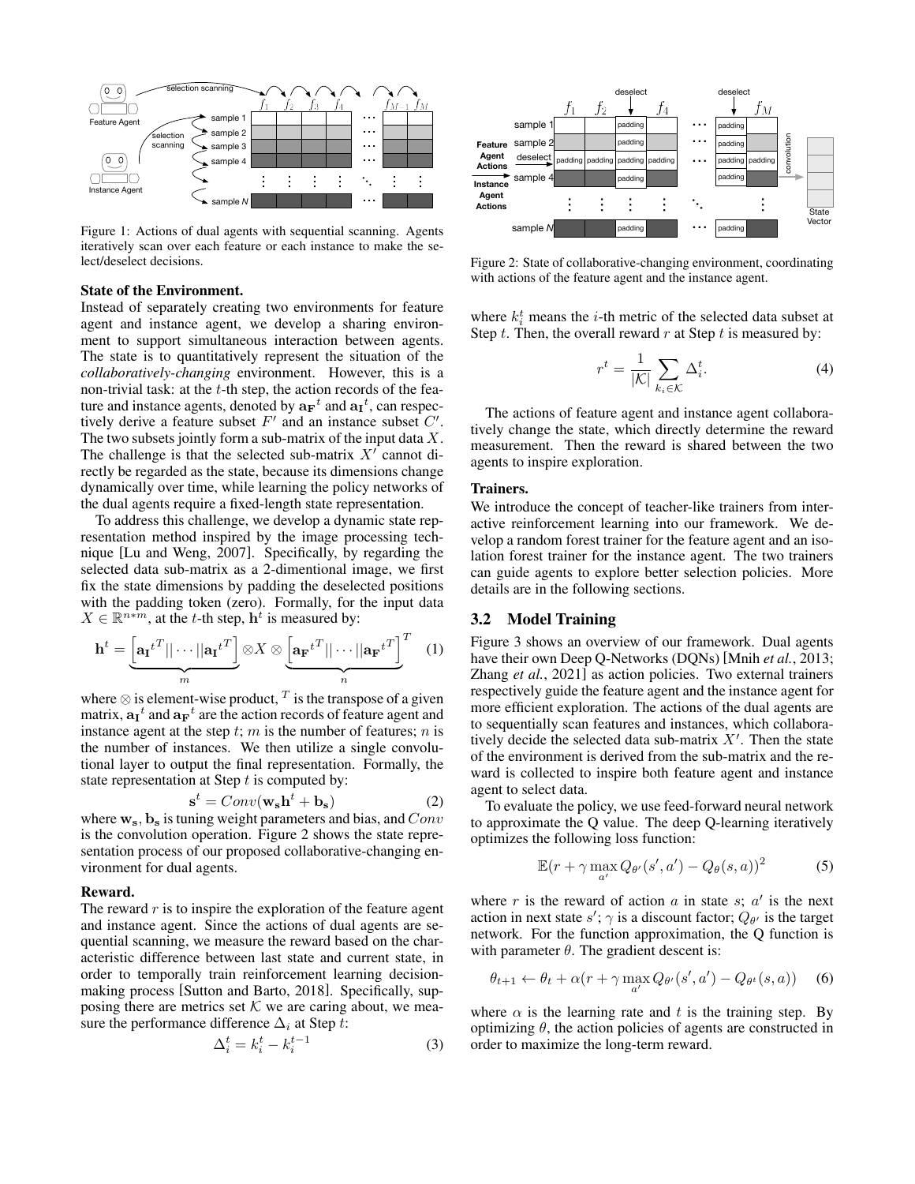Figure 1: Actions of dual agents with sequential scanning. Agents iteratively scan over each feature or each instance to make the select/deselect decisions.

**State of the Environment.**
Instead of separately creating two environments for feature agent and instance agent, we develop a sharing environment to support simultaneous interaction between agents. The state is to quantitatively represent the situation of the *collaboratively-changing* environment. However, this is a non-trivial task: at the $t$-th step, the action records of the feature and instance agents, denoted by $\mathbf{a_F}^t$ and $\mathbf{a_I}^t$, can respectively derive a feature subset $F'$ and an instance subset $C'$. The two subsets jointly form a sub-matrix of the input data $X$. The challenge is that the selected sub-matrix $X'$ cannot directly be regarded as the state, because its dimensions change dynamically over time, while learning the policy networks of the dual agents require a fixed-length state representation.

To address this challenge, we develop a dynamic state representation method inspired by the image processing technique [Lu and Weng, 2007]. Specifically, by regarding the selected data sub-matrix as a 2-dimentional image, we first fix the state dimensions by padding the deselected positions with the padding token (zero). Formally, for the input data $X \in \mathbb{R}^{n*m}$, at the $t$-th step, $\mathbf{h}^t$ is measured by:

$$\mathbf{h}^t = \underbrace{\left[\mathbf{a_I}^{tT}||\cdots||\mathbf{a_I}^{tT}\right]}_{m} \otimes X \otimes \underbrace{\left[\mathbf{a_F}^{tT}||\cdots||\mathbf{a_F}^{tT}\right]}_{n}^{T} \quad (1)$$

where $\otimes$ is element-wise product, $^T$ is the transpose of a given matrix, $\mathbf{a_I}^t$ and $\mathbf{a_F}^t$ are the action records of feature agent and instance agent at the step $t$; $m$ is the number of features; $n$ is the number of instances. We then utilize a single convolutional layer to output the final representation. Formally, the state representation at Step $t$ is computed by:

$$\mathbf{s}^t = Conv(\mathbf{w_s}\mathbf{h}^t + \mathbf{b_s}) \quad (2)$$

where $\mathbf{w_s}, \mathbf{b_s}$ is tuning weight parameters and bias, and $Conv$ is the convolution operation. Figure 2 shows the state representation process of our proposed collaborative-changing environment for dual agents.

**Reward.**
The reward $r$ is to inspire the exploration of the feature agent and instance agent. Since the actions of dual agents are sequential scanning, we measure the reward based on the characteristic difference between last state and current state, in order to temporally train reinforcement learning decision-making process [Sutton and Barto, 2018]. Specifically, supposing there are metrics set $\mathcal{K}$ we are caring about, we measure the performance difference $\Delta_i$ at Step $t$:

$$\Delta_i^t = k_i^t - k_i^{t-1} \quad (3)$$

Figure 2: State of collaborative-changing environment, coordinating with actions of the feature agent and the instance agent.

where $k_i^t$ means the $i$-th metric of the selected data subset at Step $t$. Then, the overall reward $r$ at Step $t$ is measured by:

$$r^t = \frac{1}{|\mathcal{K}|}\sum_{k_i \in \mathcal{K}} \Delta_i^t. \quad (4)$$

The actions of feature agent and instance agent collaboratively change the state, which directly determine the reward measurement. Then the reward is shared between the two agents to inspire exploration.

**Trainers.**
We introduce the concept of teacher-like trainers from interactive reinforcement learning into our framework. We develop a random forest trainer for the feature agent and an isolation forest trainer for the instance agent. The two trainers can guide agents to explore better selection policies. More details are in the following sections.

## 3.2 Model Training

Figure 3 shows an overview of our framework. Dual agents have their own Deep Q-Networks (DQNs) [Mnih *et al.*, 2013; Zhang *et al.*, 2021] as action policies. Two external trainers respectively guide the feature agent and the instance agent for more efficient exploration. The actions of the dual agents are to sequentially scan features and instances, which collaboratively decide the selected data sub-matrix $X'$. Then the state of the environment is derived from the sub-matrix and the reward is collected to inspire both feature agent and instance agent to select data.

To evaluate the policy, we use feed-forward neural network to approximate the Q value. The deep Q-learning iteratively optimizes the following loss function:

$$\mathbb{E}(r + \gamma \max_{a'} Q_{\theta'}(s', a') - Q_{\theta}(s, a))^2 \quad (5)$$

where $r$ is the reward of action $a$ in state $s$; $a'$ is the next action in next state $s'$; $\gamma$ is a discount factor; $Q_{\theta'}$ is the target network. For the function approximation, the Q function is with parameter $\theta$. The gradient descent is:

$$\theta_{t+1} \leftarrow \theta_t + \alpha(r + \gamma \max_{a'} Q_{\theta'}(s', a') - Q_{\theta^t}(s, a)) \quad (6)$$

where $\alpha$ is the learning rate and $t$ is the training step. By optimizing $\theta$, the action policies of agents are constructed in order to maximize the long-term reward.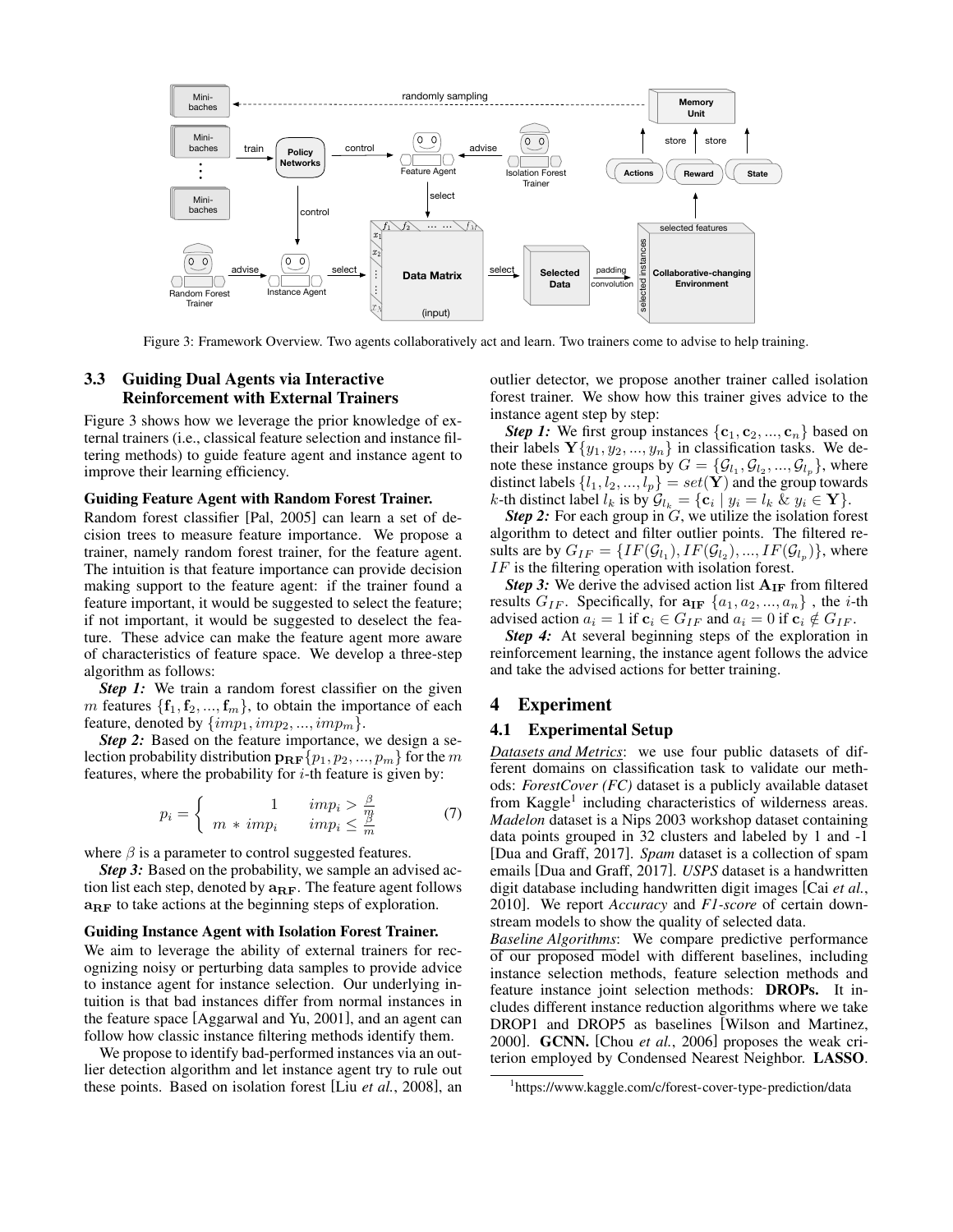Figure 3: Framework Overview. Two agents collaboratively act and learn. Two trainers come to advise to help training.

### 3.3 Guiding Dual Agents via Interactive Reinforcement with External Trainers

Figure 3 shows how we leverage the prior knowledge of external trainers (i.e., classical feature selection and instance filtering methods) to guide feature agent and instance agent to improve their learning efficiency.

**Guiding Feature Agent with Random Forest Trainer.**

Random forest classifier [Pal, 2005] can learn a set of decision trees to measure feature importance. We propose a trainer, namely random forest trainer, for the feature agent. The intuition is that feature importance can provide decision making support to the feature agent: if the trainer found a feature important, it would be suggested to select the feature; if not important, it would be suggested to deselect the feature. These advice can make the feature agent more aware of characteristics of feature space. We develop a three-step algorithm as follows:

***Step 1:*** We train a random forest classifier on the given $m$ features $\{\mathbf{f}_1, \mathbf{f}_2, ..., \mathbf{f}_m\}$, to obtain the importance of each feature, denoted by $\{imp_1, imp_2, ..., imp_m\}$.

***Step 2:*** Based on the feature importance, we design a selection probability distribution $\mathbf{p_{RF}}\{p_1, p_2, ..., p_m\}$ for the $m$ features, where the probability for $i$-th feature is given by:

$$p_i = \begin{cases} 1 & imp_i > \frac{\beta}{m} \\ m * imp_i & imp_i \leq \frac{\beta}{m} \end{cases} \tag{7}$$

where $\beta$ is a parameter to control suggested features.

***Step 3:*** Based on the probability, we sample an advised action list each step, denoted by $\mathbf{a_{RF}}$. The feature agent follows $\mathbf{a_{RF}}$ to take actions at the beginning steps of exploration.

**Guiding Instance Agent with Isolation Forest Trainer.**

We aim to leverage the ability of external trainers for recognizing noisy or perturbing data samples to provide advice to instance agent for instance selection. Our underlying intuition is that bad instances differ from normal instances in the feature space [Aggarwal and Yu, 2001], and an agent can follow how classic instance filtering methods identify them.

We propose to identify bad-performed instances via an outlier detection algorithm and let instance agent try to rule out these points. Based on isolation forest [Liu *et al.*, 2008], an outlier detector, we propose another trainer called isolation forest trainer. We show how this trainer gives advice to the instance agent step by step:

***Step 1:*** We first group instances $\{\mathbf{c}_1, \mathbf{c}_2, ..., \mathbf{c}_n\}$ based on their labels $\mathbf{Y}\{y_1, y_2, ..., y_n\}$ in classification tasks. We denote these instance groups by $G = \{\mathcal{G}_{l_1}, \mathcal{G}_{l_2}, ..., \mathcal{G}_{l_p}\}$, where distinct labels $\{l_1, l_2, ..., l_p\} = set(\mathbf{Y})$ and the group towards $k$-th distinct label $l_k$ is by $\mathcal{G}_{l_k} = \{\mathbf{c}_i \mid y_i = l_k \ \& \ y_i \in \mathbf{Y}\}$.

***Step 2:*** For each group in $G$, we utilize the isolation forest algorithm to detect and filter outlier points. The filtered results are by $G_{IF} = \{IF(\mathcal{G}_{l_1}), IF(\mathcal{G}_{l_2}), ..., IF(\mathcal{G}_{l_p})\}$, where $IF$ is the filtering operation with isolation forest.

***Step 3:*** We derive the advised action list $\mathbf{A_{IF}}$ from filtered results $G_{IF}$. Specifically, for $\mathbf{a_{IF}}$ $\{a_1, a_2, ..., a_n\}$ , the $i$-th advised action $a_i = 1$ if $\mathbf{c}_i \in G_{IF}$ and $a_i = 0$ if $\mathbf{c}_i \notin G_{IF}$.

***Step 4:*** At several beginning steps of the exploration in reinforcement learning, the instance agent follows the advice and take the advised actions for better training.

## 4 Experiment

### 4.1 Experimental Setup

*Datasets and Metrics*: we use four public datasets of different domains on classification task to validate our methods: *ForestCover (FC)* dataset is a publicly available dataset from Kaggle[1] including characteristics of wilderness areas. *Madelon* dataset is a Nips 2003 workshop dataset containing data points grouped in 32 clusters and labeled by 1 and -1 [Dua and Graff, 2017]. *Spam* dataset is a collection of spam emails [Dua and Graff, 2017]. *USPS* dataset is a handwritten digit database including handwritten digit images [Cai *et al.*, 2010]. We report *Accuracy* and *F1-score* of certain downstream models to show the quality of selected data.

*Baseline Algorithms*: We compare predictive performance of our proposed model with different baselines, including instance selection methods, feature selection methods and feature instance joint selection methods: **DROPs.** It includes different instance reduction algorithms where we take DROP1 and DROP5 as baselines [Wilson and Martinez, 2000]. **GCNN.** [Chou *et al.*, 2006] proposes the weak criterion employed by Condensed Nearest Neighbor. **LASSO.**

[1] https://www.kaggle.com/c/forest-cover-type-prediction/data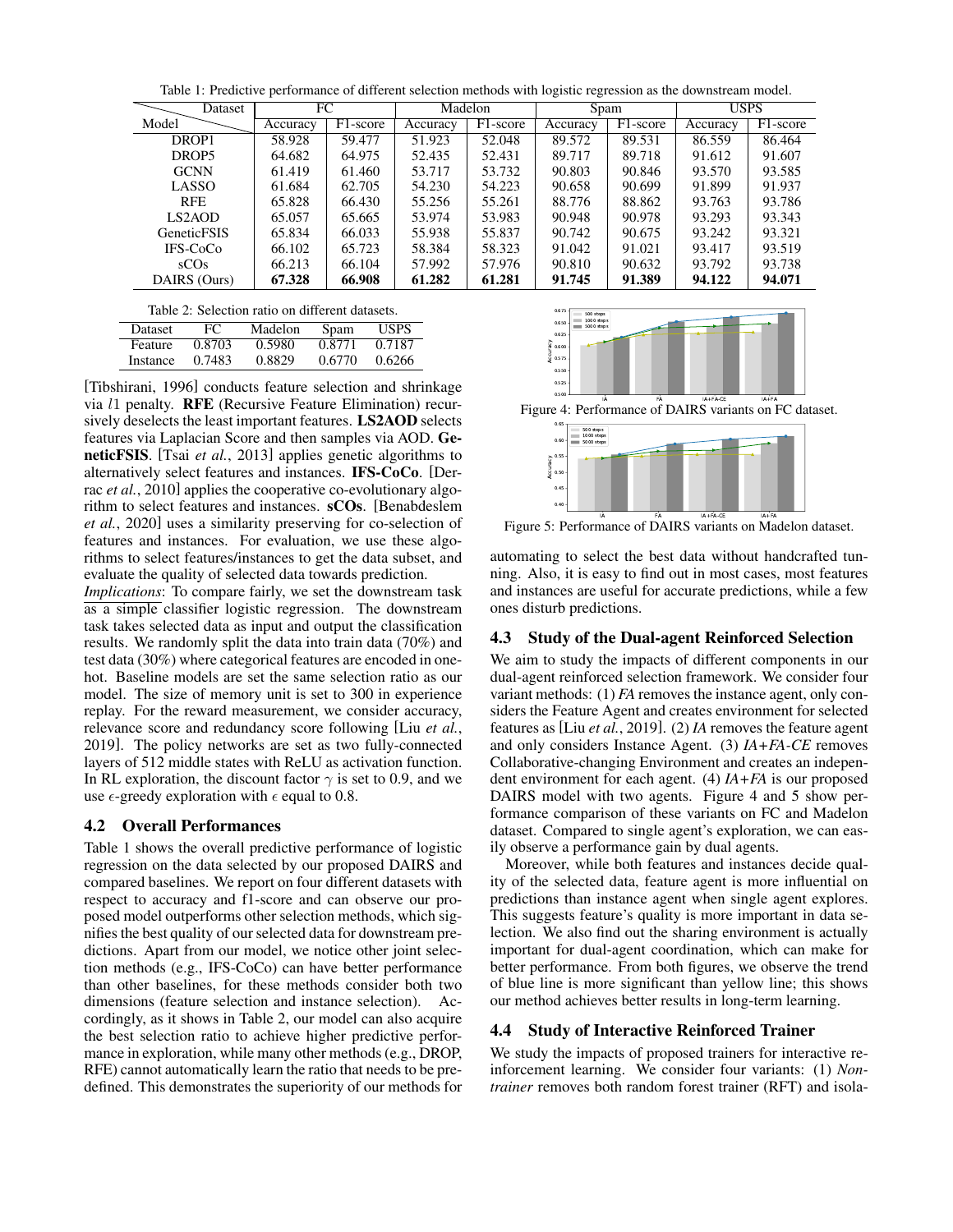Table 1: Predictive performance of different selection methods with logistic regression as the downstream model.

| Model \ Dataset | FC | | Madelon | | Spam | | USPS | |
|---|---|---|---|---|---|---|---|---|
| | Accuracy | F1-score | Accuracy | F1-score | Accuracy | F1-score | Accuracy | F1-score |
| DROP1 | 58.928 | 59.477 | 51.923 | 52.048 | 89.572 | 89.531 | 86.559 | 86.464 |
| DROP5 | 64.682 | 64.975 | 52.435 | 52.431 | 89.717 | 89.718 | 91.612 | 91.607 |
| GCNN | 61.419 | 61.460 | 53.717 | 53.732 | 90.803 | 90.846 | 93.570 | 93.585 |
| LASSO | 61.684 | 62.705 | 54.230 | 54.223 | 90.658 | 90.699 | 91.899 | 91.937 |
| RFE | 65.828 | 66.430 | 55.256 | 55.261 | 88.776 | 88.862 | 93.763 | 93.786 |
| LS2AOD | 65.057 | 65.665 | 53.974 | 53.983 | 90.948 | 90.978 | 93.293 | 93.343 |
| GeneticFSIS | 65.834 | 66.033 | 55.938 | 55.837 | 90.742 | 90.675 | 93.242 | 93.321 |
| IFS-CoCo | 66.102 | 65.723 | 58.384 | 58.323 | 91.042 | 91.021 | 93.417 | 93.519 |
| sCOs | 66.213 | 66.104 | 57.992 | 57.976 | 90.810 | 90.632 | 93.792 | 93.738 |
| DAIRS (Ours) | **67.328** | **66.908** | **61.282** | **61.281** | **91.745** | **91.389** | **94.122** | **94.071** |

Table 2: Selection ratio on different datasets.

| Dataset | FC | Madelon | Spam | USPS |
|---|---|---|---|---|
| Feature | 0.8703 | 0.5980 | 0.8771 | 0.7187 |
| Instance | 0.7483 | 0.8829 | 0.6770 | 0.6266 |

[Tibshirani, 1996] conducts feature selection and shrinkage via $l1$ penalty. **RFE** (Recursive Feature Elimination) recursively deselects the least important features. **LS2AOD** selects features via Laplacian Score and then samples via AOD. **GeneticFSIS**. [Tsai *et al.*, 2013] applies genetic algorithms to alternatively select features and instances. **IFS-CoCo**. [Derrac *et al.*, 2010] applies the cooperative co-evolutionary algorithm to select features and instances. **sCOs**. [Benabdeslem *et al.*, 2020] uses a similarity preserving for co-selection of features and instances. For evaluation, we use these algorithms to select features/instances to get the data subset, and evaluate the quality of selected data towards prediction.

*Implications*: To compare fairly, we set the downstream task as a simple classifier logistic regression. The downstream task takes selected data as input and output the classification results. We randomly split the data into train data (70%) and test data (30%) where categorical features are encoded in one-hot. Baseline models are set the same selection ratio as our model. The size of memory unit is set to 300 in experience replay. For the reward measurement, we consider accuracy, relevance score and redundancy score following [Liu *et al.*, 2019]. The policy networks are set as two fully-connected layers of 512 middle states with ReLU as activation function. In RL exploration, the discount factor $\gamma$ is set to 0.9, and we use $\epsilon$-greedy exploration with $\epsilon$ equal to 0.8.

### 4.2 Overall Performances

Table 1 shows the overall predictive performance of logistic regression on the data selected by our proposed DAIRS and compared baselines. We report on four different datasets with respect to accuracy and f1-score and can observe our proposed model outperforms other selection methods, which signifies the best quality of our selected data for downstream predictions. Apart from our model, we notice other joint selection methods (e.g., IFS-CoCo) can have better performance than other baselines, for these methods consider both two dimensions (feature selection and instance selection). Accordingly, as it shows in Table 2, our model can also acquire the best selection ratio to achieve higher predictive performance in exploration, while many other methods (e.g., DROP, RFE) cannot automatically learn the ratio that needs to be predefined. This demonstrates the superiority of our methods for automating to select the best data without handcrafted tuning. Also, it is easy to find out in most cases, most features and instances are useful for accurate predictions, while a few ones disturb predictions.

Figure 4: Performance of DAIRS variants on FC dataset.

Figure 5: Performance of DAIRS variants on Madelon dataset.

### 4.3 Study of the Dual-agent Reinforced Selection

We aim to study the impacts of different components in our dual-agent reinforced selection framework. We consider four variant methods: (1) *FA* removes the instance agent, only considers the Feature Agent and creates environment for selected features as [Liu *et al.*, 2019]. (2) *IA* removes the feature agent and only considers Instance Agent. (3) *IA+FA-CE* removes Collaborative-changing Environment and creates an independent environment for each agent. (4) *IA+FA* is our proposed DAIRS model with two agents. Figure 4 and 5 show performance comparison of these variants on FC and Madelon dataset. Compared to single agent's exploration, we can easily observe a performance gain by dual agents.

Moreover, while both features and instances decide quality of the selected data, feature agent is more influential on predictions than instance agent when single agent explores. This suggests feature's quality is more important in data selection. We also find out the sharing environment is actually important for dual-agent coordination, which can make for better performance. From both figures, we observe the trend of blue line is more significant than yellow line; this shows our method achieves better results in long-term learning.

### 4.4 Study of Interactive Reinforced Trainer

We study the impacts of proposed trainers for interactive reinforcement learning. We consider four variants: (1) *Non-trainer* removes both random forest trainer (RFT) and isola-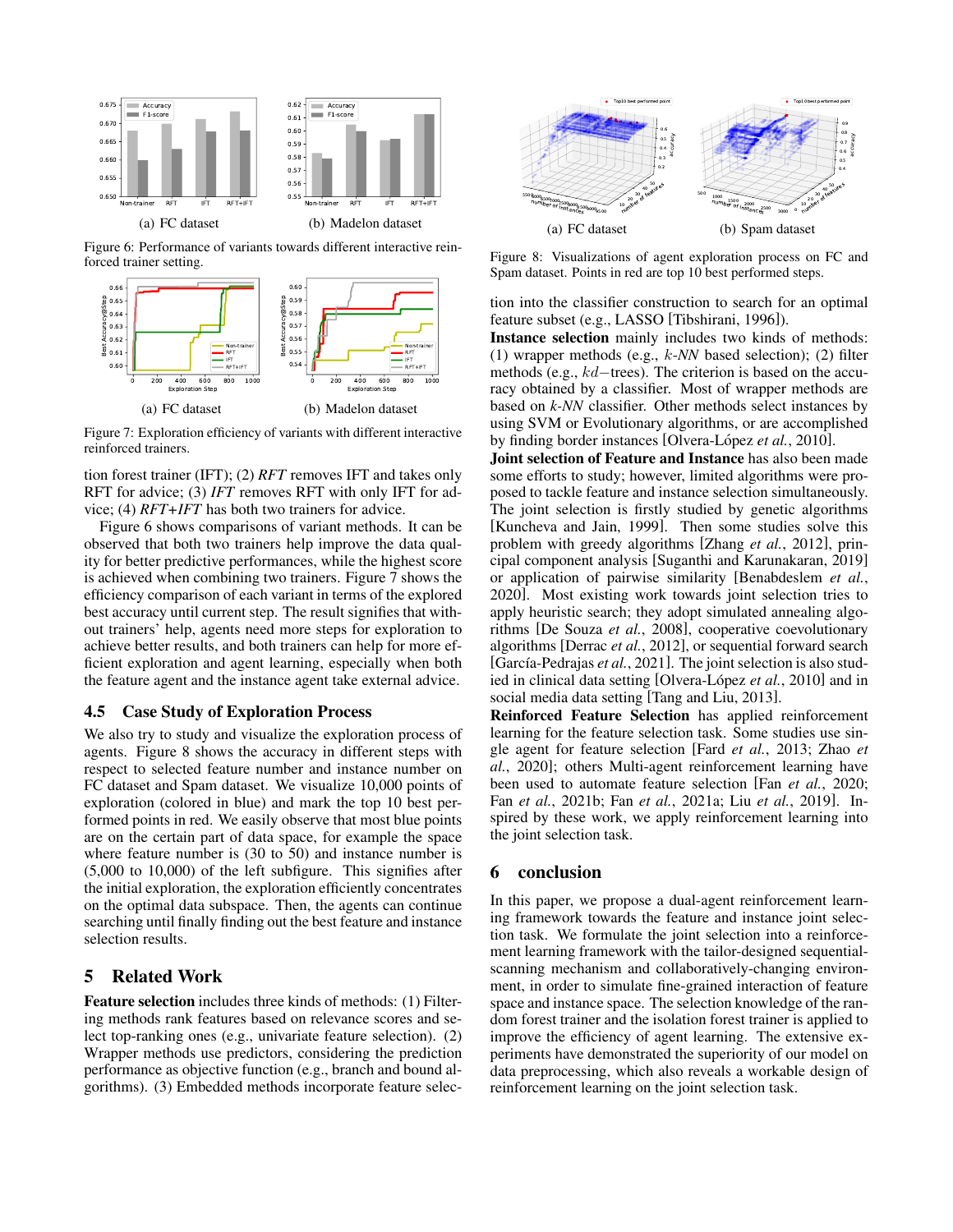(a) FC dataset (b) Madelon dataset

Figure 6: Performance of variants towards different interactive reinforced trainer setting.

(a) FC dataset (b) Madelon dataset

Figure 7: Exploration efficiency of variants with different interactive reinforced trainers.

tion forest trainer (IFT); (2) *RFT* removes IFT and takes only RFT for advice; (3) *IFT* removes RFT with only IFT for advice; (4) *RFT+IFT* has both two trainers for advice.

Figure 6 shows comparisons of variant methods. It can be observed that both two trainers help improve the data quality for better predictive performances, while the highest score is achieved when combining two trainers. Figure 7 shows the efficiency comparison of each variant in terms of the explored best accuracy until current step. The result signifies that without trainers' help, agents need more steps for exploration to achieve better results, and both trainers can help for more efficient exploration and agent learning, especially when both the feature agent and the instance agent take external advice.

### 4.5 Case Study of Exploration Process

We also try to study and visualize the exploration process of agents. Figure 8 shows the accuracy in different steps with respect to selected feature number and instance number on FC dataset and Spam dataset. We visualize 10,000 points of exploration (colored in blue) and mark the top 10 best performed points in red. We easily observe that most blue points are on the certain part of data space, for example the space where feature number is (30 to 50) and instance number is (5,000 to 10,000) of the left subfigure. This signifies after the initial exploration, the exploration efficiently concentrates on the optimal data subspace. Then, the agents can continue searching until finally finding out the best feature and instance selection results.

## 5 Related Work

**Feature selection** includes three kinds of methods: (1) Filtering methods rank features based on relevance scores and select top-ranking ones (e.g., univariate feature selection). (2) Wrapper methods use predictors, considering the prediction performance as objective function (e.g., branch and bound algorithms). (3) Embedded methods incorporate feature selection into the classifier construction to search for an optimal feature subset (e.g., LASSO [Tibshirani, 1996]).

(a) FC dataset (b) Spam dataset

Figure 8: Visualizations of agent exploration process on FC and Spam dataset. Points in red are top 10 best performed steps.

**Instance selection** mainly includes two kinds of methods: (1) wrapper methods (e.g., $k$-*NN* based selection); (2) filter methods (e.g., $kd-$trees). The criterion is based on the accuracy obtained by a classifier. Most of wrapper methods are based on *k-NN* classifier. Other methods select instances by using SVM or Evolutionary algorithms, or are accomplished by finding border instances [Olvera-López *et al.*, 2010].

**Joint selection of Feature and Instance** has also been made some efforts to study; however, limited algorithms were proposed to tackle feature and instance selection simultaneously. The joint selection is firstly studied by genetic algorithms [Kuncheva and Jain, 1999]. Then some studies solve this problem with greedy algorithms [Zhang *et al.*, 2012], principal component analysis [Suganthi and Karunakaran, 2019] or application of pairwise similarity [Benabdeslem *et al.*, 2020]. Most existing work towards joint selection tries to apply heuristic search; they adopt simulated annealing algorithms [De Souza *et al.*, 2008], cooperative coevolutionary algorithms [Derrac *et al.*, 2012], or sequential forward search [García-Pedrajas *et al.*, 2021]. The joint selection is also studied in clinical data setting [Olvera-López *et al.*, 2010] and in social media data setting [Tang and Liu, 2013].

**Reinforced Feature Selection** has applied reinforcement learning for the feature selection task. Some studies use single agent for feature selection [Fard *et al.*, 2013; Zhao *et al.*, 2020]; others Multi-agent reinforcement learning have been used to automate feature selection [Fan *et al.*, 2020; Fan *et al.*, 2021b; Fan *et al.*, 2021a; Liu *et al.*, 2019]. Inspired by these work, we apply reinforcement learning into the joint selection task.

## 6 conclusion

In this paper, we propose a dual-agent reinforcement learning framework towards the feature and instance joint selection task. We formulate the joint selection into a reinforcement learning framework with the tailor-designed sequential-scanning mechanism and collaboratively-changing environment, in order to simulate fine-grained interaction of feature space and instance space. The selection knowledge of the random forest trainer and the isolation forest trainer is applied to improve the efficiency of agent learning. The extensive experiments have demonstrated the superiority of our model on data preprocessing, which also reveals a workable design of reinforcement learning on the joint selection task.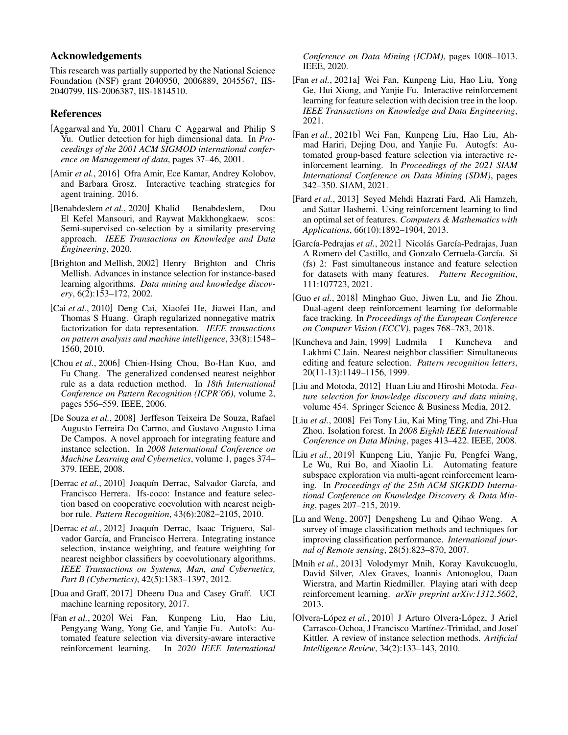## Acknowledgements

This research was partially supported by the National Science Foundation (NSF) grant 2040950, 2006889, 2045567, IIS-2040799, IIS-2006387, IIS-1814510.

## References

[Aggarwal and Yu, 2001] Charu C Aggarwal and Philip S Yu. Outlier detection for high dimensional data. In *Proceedings of the 2001 ACM SIGMOD international conference on Management of data*, pages 37–46, 2001.

[Amir *et al.*, 2016] Ofra Amir, Ece Kamar, Andrey Kolobov, and Barbara Grosz. Interactive teaching strategies for agent training. 2016.

[Benabdeslem *et al.*, 2020] Khalid Benabdeslem, Dou El Kefel Mansouri, and Raywat Makkhongkaew. scos: Semi-supervised co-selection by a similarity preserving approach. *IEEE Transactions on Knowledge and Data Engineering*, 2020.

[Brighton and Mellish, 2002] Henry Brighton and Chris Mellish. Advances in instance selection for instance-based learning algorithms. *Data mining and knowledge discovery*, 6(2):153–172, 2002.

[Cai *et al.*, 2010] Deng Cai, Xiaofei He, Jiawei Han, and Thomas S Huang. Graph regularized nonnegative matrix factorization for data representation. *IEEE transactions on pattern analysis and machine intelligence*, 33(8):1548–1560, 2010.

[Chou *et al.*, 2006] Chien-Hsing Chou, Bo-Han Kuo, and Fu Chang. The generalized condensed nearest neighbor rule as a data reduction method. In *18th International Conference on Pattern Recognition (ICPR'06)*, volume 2, pages 556–559. IEEE, 2006.

[De Souza *et al.*, 2008] Jerffeson Teixeira De Souza, Rafael Augusto Ferreira Do Carmo, and Gustavo Augusto Lima De Campos. A novel approach for integrating feature and instance selection. In *2008 International Conference on Machine Learning and Cybernetics*, volume 1, pages 374–379. IEEE, 2008.

[Derrac *et al.*, 2010] Joaquín Derrac, Salvador García, and Francisco Herrera. Ifs-coco: Instance and feature selection based on cooperative coevolution with nearest neighbor rule. *Pattern Recognition*, 43(6):2082–2105, 2010.

[Derrac *et al.*, 2012] Joaquín Derrac, Isaac Triguero, Salvador García, and Francisco Herrera. Integrating instance selection, instance weighting, and feature weighting for nearest neighbor classifiers by coevolutionary algorithms. *IEEE Transactions on Systems, Man, and Cybernetics, Part B (Cybernetics)*, 42(5):1383–1397, 2012.

[Dua and Graff, 2017] Dheeru Dua and Casey Graff. UCI machine learning repository, 2017.

[Fan *et al.*, 2020] Wei Fan, Kunpeng Liu, Hao Liu, Pengyang Wang, Yong Ge, and Yanjie Fu. Autofs: Automated feature selection via diversity-aware interactive reinforcement learning. In *2020 IEEE International Conference on Data Mining (ICDM)*, pages 1008–1013. IEEE, 2020.

[Fan *et al.*, 2021a] Wei Fan, Kunpeng Liu, Hao Liu, Yong Ge, Hui Xiong, and Yanjie Fu. Interactive reinforcement learning for feature selection with decision tree in the loop. *IEEE Transactions on Knowledge and Data Engineering*, 2021.

[Fan *et al.*, 2021b] Wei Fan, Kunpeng Liu, Hao Liu, Ahmad Hariri, Dejing Dou, and Yanjie Fu. Autogfs: Automated group-based feature selection via interactive reinforcement learning. In *Proceedings of the 2021 SIAM International Conference on Data Mining (SDM)*, pages 342–350. SIAM, 2021.

[Fard *et al.*, 2013] Seyed Mehdi Hazrati Fard, Ali Hamzeh, and Sattar Hashemi. Using reinforcement learning to find an optimal set of features. *Computers & Mathematics with Applications*, 66(10):1892–1904, 2013.

[García-Pedrajas *et al.*, 2021] Nicolás García-Pedrajas, Juan A Romero del Castillo, and Gonzalo Cerruela-García. Si (fs) 2: Fast simultaneous instance and feature selection for datasets with many features. *Pattern Recognition*, 111:107723, 2021.

[Guo *et al.*, 2018] Minghao Guo, Jiwen Lu, and Jie Zhou. Dual-agent deep reinforcement learning for deformable face tracking. In *Proceedings of the European Conference on Computer Vision (ECCV)*, pages 768–783, 2018.

[Kuncheva and Jain, 1999] Ludmila I Kuncheva and Lakhmi C Jain. Nearest neighbor classifier: Simultaneous editing and feature selection. *Pattern recognition letters*, 20(11-13):1149–1156, 1999.

[Liu and Motoda, 2012] Huan Liu and Hiroshi Motoda. *Feature selection for knowledge discovery and data mining*, volume 454. Springer Science & Business Media, 2012.

[Liu *et al.*, 2008] Fei Tony Liu, Kai Ming Ting, and Zhi-Hua Zhou. Isolation forest. In *2008 Eighth IEEE International Conference on Data Mining*, pages 413–422. IEEE, 2008.

[Liu *et al.*, 2019] Kunpeng Liu, Yanjie Fu, Pengfei Wang, Le Wu, Rui Bo, and Xiaolin Li. Automating feature subspace exploration via multi-agent reinforcement learning. In *Proceedings of the 25th ACM SIGKDD International Conference on Knowledge Discovery & Data Mining*, pages 207–215, 2019.

[Lu and Weng, 2007] Dengsheng Lu and Qihao Weng. A survey of image classification methods and techniques for improving classification performance. *International journal of Remote sensing*, 28(5):823–870, 2007.

[Mnih *et al.*, 2013] Volodymyr Mnih, Koray Kavukcuoglu, David Silver, Alex Graves, Ioannis Antonoglou, Daan Wierstra, and Martin Riedmiller. Playing atari with deep reinforcement learning. *arXiv preprint arXiv:1312.5602*, 2013.

[Olvera-López *et al.*, 2010] J Arturo Olvera-López, J Ariel Carrasco-Ochoa, J Francisco Martínez-Trinidad, and Josef Kittler. A review of instance selection methods. *Artificial Intelligence Review*, 34(2):133–143, 2010.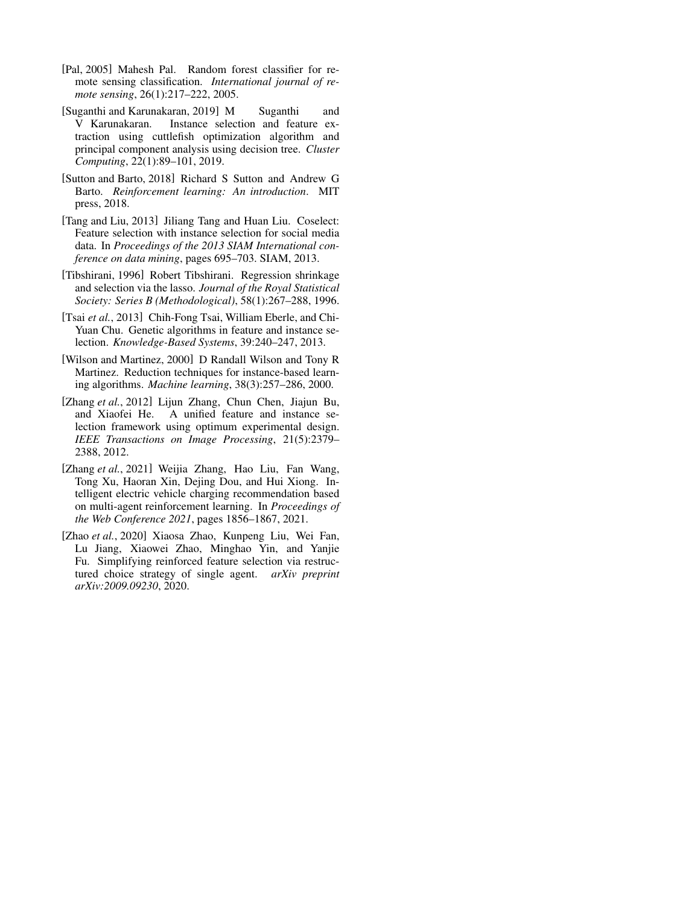[Pal, 2005] Mahesh Pal. Random forest classifier for remote sensing classification. *International journal of remote sensing*, 26(1):217–222, 2005.

[Suganthi and Karunakaran, 2019] M Suganthi and V Karunakaran. Instance selection and feature extraction using cuttlefish optimization algorithm and principal component analysis using decision tree. *Cluster Computing*, 22(1):89–101, 2019.

[Sutton and Barto, 2018] Richard S Sutton and Andrew G Barto. *Reinforcement learning: An introduction*. MIT press, 2018.

[Tang and Liu, 2013] Jiliang Tang and Huan Liu. Coselect: Feature selection with instance selection for social media data. In *Proceedings of the 2013 SIAM International conference on data mining*, pages 695–703. SIAM, 2013.

[Tibshirani, 1996] Robert Tibshirani. Regression shrinkage and selection via the lasso. *Journal of the Royal Statistical Society: Series B (Methodological)*, 58(1):267–288, 1996.

[Tsai *et al.*, 2013] Chih-Fong Tsai, William Eberle, and Chi-Yuan Chu. Genetic algorithms in feature and instance selection. *Knowledge-Based Systems*, 39:240–247, 2013.

[Wilson and Martinez, 2000] D Randall Wilson and Tony R Martinez. Reduction techniques for instance-based learning algorithms. *Machine learning*, 38(3):257–286, 2000.

[Zhang *et al.*, 2012] Lijun Zhang, Chun Chen, Jiajun Bu, and Xiaofei He. A unified feature and instance selection framework using optimum experimental design. *IEEE Transactions on Image Processing*, 21(5):2379–2388, 2012.

[Zhang *et al.*, 2021] Weijia Zhang, Hao Liu, Fan Wang, Tong Xu, Haoran Xin, Dejing Dou, and Hui Xiong. Intelligent electric vehicle charging recommendation based on multi-agent reinforcement learning. In *Proceedings of the Web Conference 2021*, pages 1856–1867, 2021.

[Zhao *et al.*, 2020] Xiaosa Zhao, Kunpeng Liu, Wei Fan, Lu Jiang, Xiaowei Zhao, Minghao Yin, and Yanjie Fu. Simplifying reinforced feature selection via restructured choice strategy of single agent. *arXiv preprint arXiv:2009.09230*, 2020.